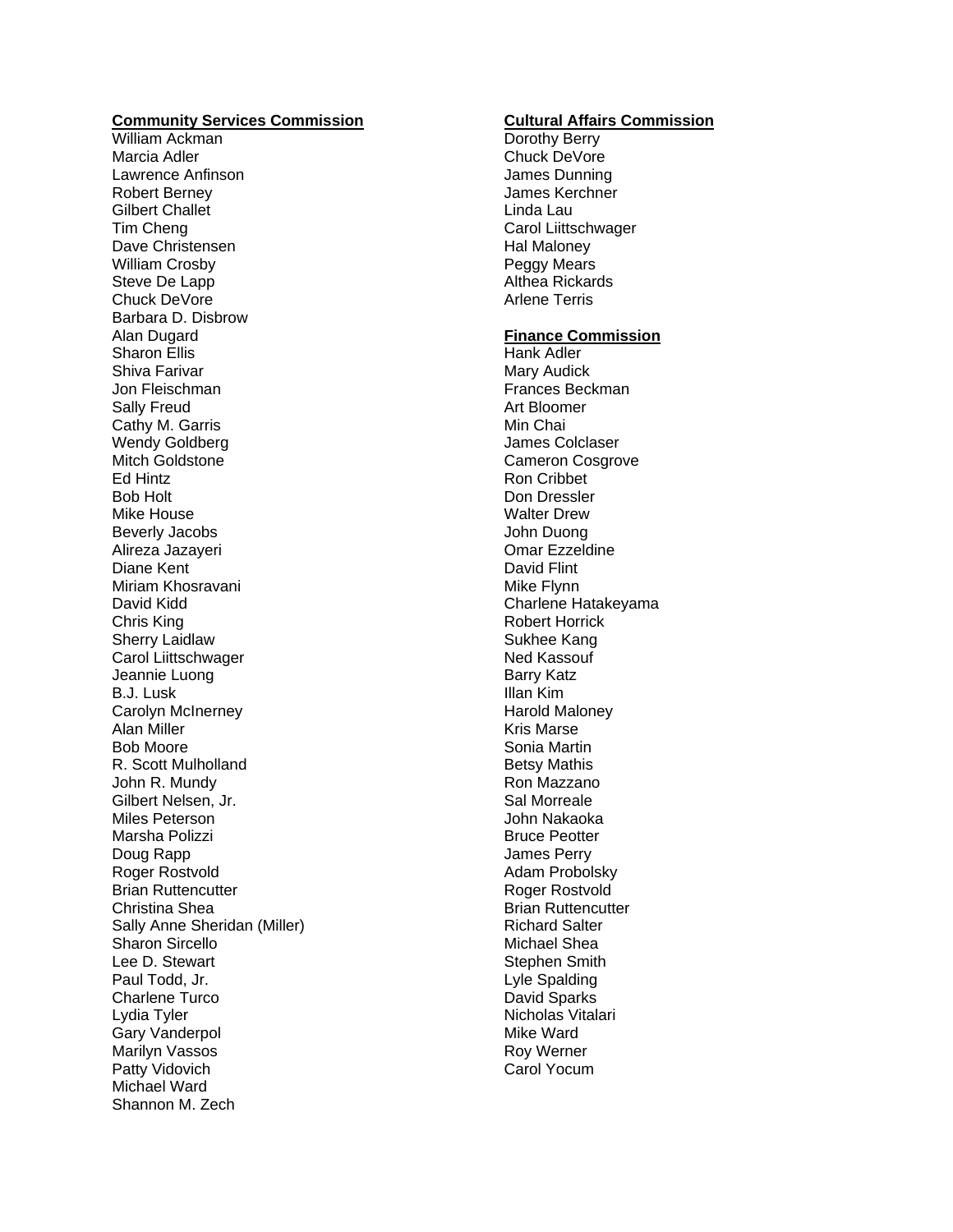**Community Services Commission**

William Ackman
Marcia Adler
Lawrence Anfinson
Robert Berney
Gilbert Challet
Tim Cheng
Dave Christensen
William Crosby
Steve De Lapp
Chuck DeVore
Barbara D. Disbrow
Alan Dugard
Sharon Ellis
Shiva Farivar
Jon Fleischman
Sally Freud
Cathy M. Garris
Wendy Goldberg
Mitch Goldstone
Ed Hintz
Bob Holt
Mike House
Beverly Jacobs
Alireza Jazayeri
Diane Kent
Miriam Khosravani
David Kidd
Chris King
Sherry Laidlaw
Carol Liittschwager
Jeannie Luong
B.J. Lusk
Carolyn McInerney
Alan Miller
Bob Moore
R. Scott Mulholland
John R. Mundy
Gilbert Nelsen, Jr.
Miles Peterson
Marsha Polizzi
Doug Rapp
Roger Rostvold
Brian Ruttencutter
Christina Shea
Sally Anne Sheridan (Miller)
Sharon Sircello
Lee D. Stewart
Paul Todd, Jr.
Charlene Turco
Lydia Tyler
Gary Vanderpol
Marilyn Vassos
Patty Vidovich
Michael Ward
Shannon M. Zech

**Cultural Affairs Commission**

Dorothy Berry
Chuck DeVore
James Dunning
James Kerchner
Linda Lau
Carol Liittschwager
Hal Maloney
Peggy Mears
Althea Rickards
Arlene Terris

**Finance Commission**

Hank Adler
Mary Audick
Frances Beckman
Art Bloomer
Min Chai
James Colclaser
Cameron Cosgrove
Ron Cribbet
Don Dressler
Walter Drew
John Duong
Omar Ezzeldine
David Flint
Mike Flynn
Charlene Hatakeyama
Robert Horrick
Sukhee Kang
Ned Kassouf
Barry Katz
Illan Kim
Harold Maloney
Kris Marse
Sonia Martin
Betsy Mathis
Ron Mazzano
Sal Morreale
John Nakaoka
Bruce Peotter
James Perry
Adam Probolsky
Roger Rostvold
Brian Ruttencutter
Richard Salter
Michael Shea
Stephen Smith
Lyle Spalding
David Sparks
Nicholas Vitalari
Mike Ward
Roy Werner
Carol Yocum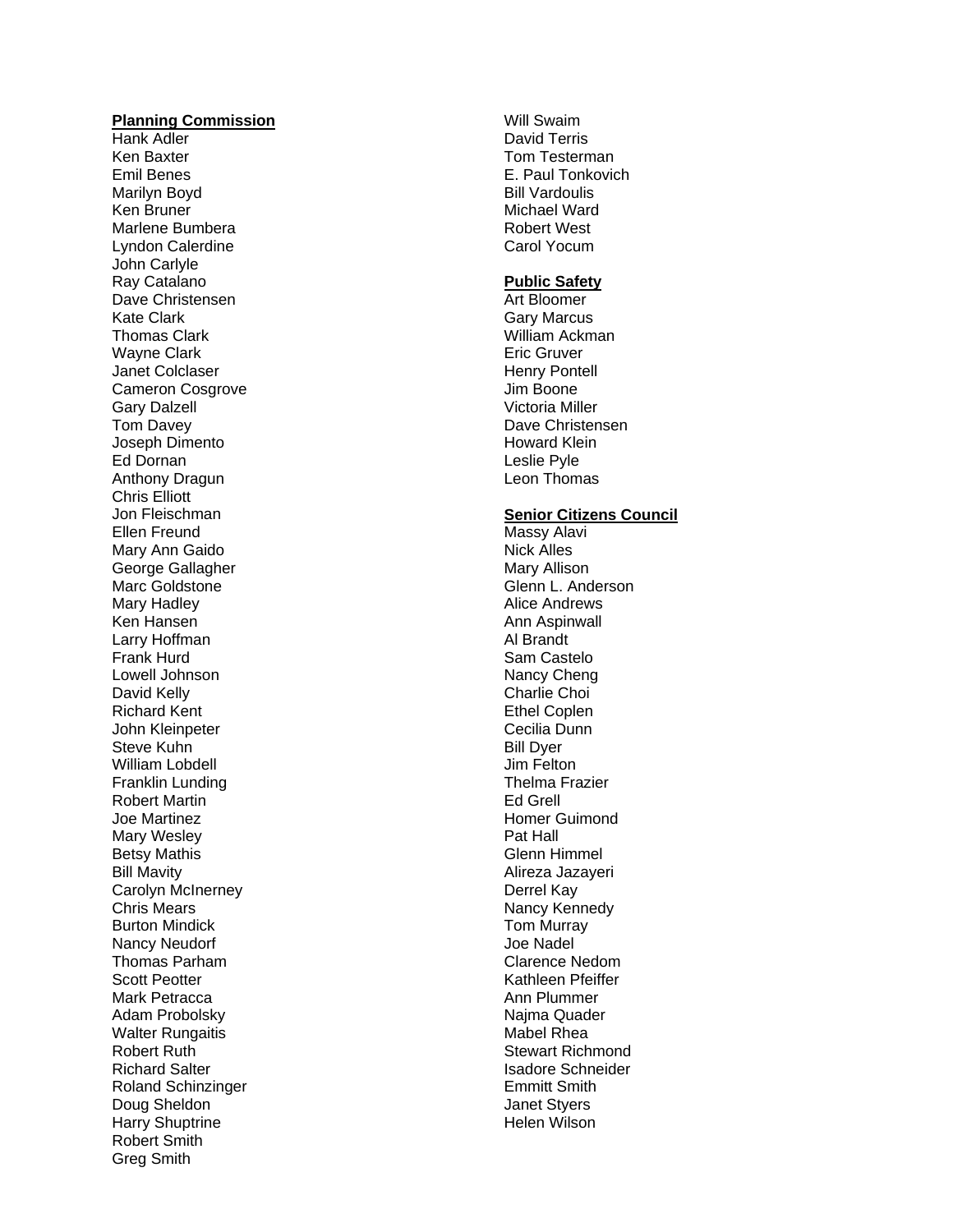**Planning Commission**

Hank Adler
Ken Baxter
Emil Benes
Marilyn Boyd
Ken Bruner
Marlene Bumbera
Lyndon Calerdine
John Carlyle
Ray Catalano
Dave Christensen
Kate Clark
Thomas Clark
Wayne Clark
Janet Colclaser
Cameron Cosgrove
Gary Dalzell
Tom Davey
Joseph Dimento
Ed Dornan
Anthony Dragun
Chris Elliott
Jon Fleischman
Ellen Freund
Mary Ann Gaido
George Gallagher
Marc Goldstone
Mary Hadley
Ken Hansen
Larry Hoffman
Frank Hurd
Lowell Johnson
David Kelly
Richard Kent
John Kleinpeter
Steve Kuhn
William Lobdell
Franklin Lunding
Robert Martin
Joe Martinez
Mary Wesley
Betsy Mathis
Bill Mavity
Carolyn McInerney
Chris Mears
Burton Mindick
Nancy Neudorf
Thomas Parham
Scott Peotter
Mark Petracca
Adam Probolsky
Walter Rungaitis
Robert Ruth
Richard Salter
Roland Schinzinger
Doug Sheldon
Harry Shuptrine
Robert Smith
Greg Smith
Will Swaim
David Terris
Tom Testerman
E. Paul Tonkovich
Bill Vardoulis
Michael Ward
Robert West
Carol Yocum

**Public Safety**

Art Bloomer
Gary Marcus
William Ackman
Eric Gruver
Henry Pontell
Jim Boone
Victoria Miller
Dave Christensen
Howard Klein
Leslie Pyle
Leon Thomas

**Senior Citizens Council**

Massy Alavi
Nick Alles
Mary Allison
Glenn L. Anderson
Alice Andrews
Ann Aspinwall
Al Brandt
Sam Castelo
Nancy Cheng
Charlie Choi
Ethel Coplen
Cecilia Dunn
Bill Dyer
Jim Felton
Thelma Frazier
Ed Grell
Homer Guimond
Pat Hall
Glenn Himmel
Alireza Jazayeri
Derrel Kay
Nancy Kennedy
Tom Murray
Joe Nadel
Clarence Nedom
Kathleen Pfeiffer
Ann Plummer
Najma Quader
Mabel Rhea
Stewart Richmond
Isadore Schneider
Emmitt Smith
Janet Styers
Helen Wilson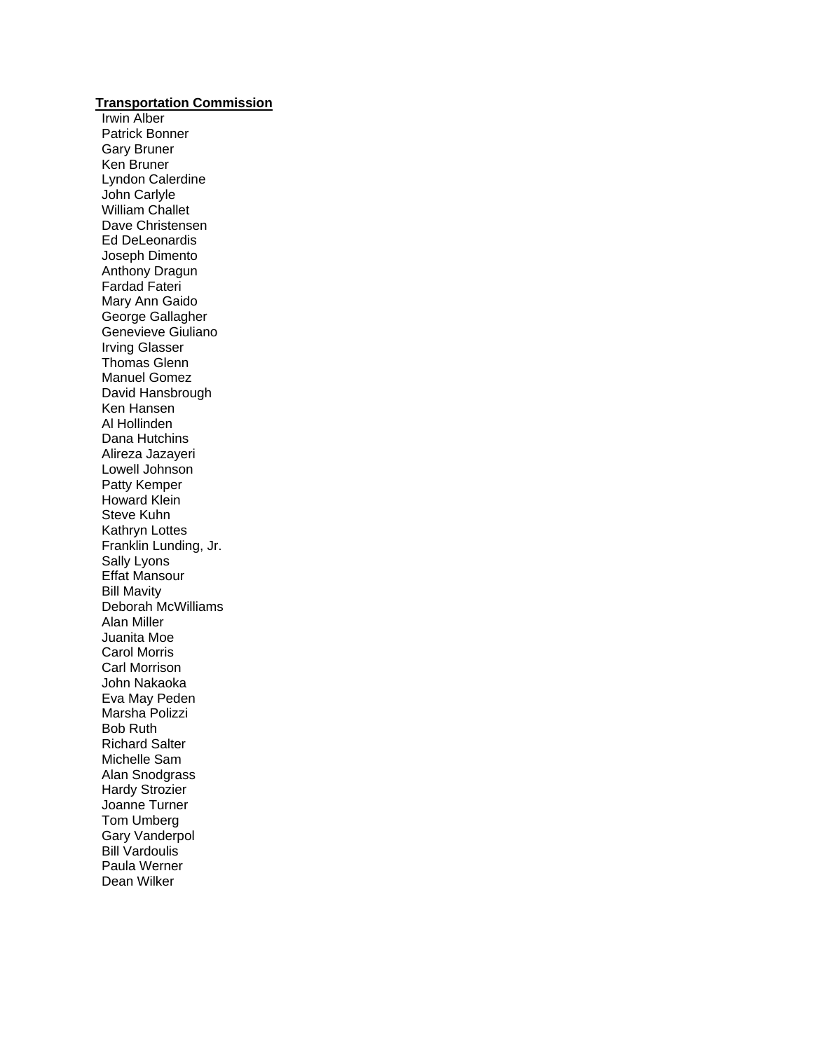**Transportation Commission**

Irwin Alber
Patrick Bonner
Gary Bruner
Ken Bruner
Lyndon Calerdine
John Carlyle
William Challet
Dave Christensen
Ed DeLeonardis
Joseph Dimento
Anthony Dragun
Fardad Fateri
Mary Ann Gaido
George Gallagher
Genevieve Giuliano
Irving Glasser
Thomas Glenn
Manuel Gomez
David Hansbrough
Ken Hansen
Al Hollinden
Dana Hutchins
Alireza Jazayeri
Lowell Johnson
Patty Kemper
Howard Klein
Steve Kuhn
Kathryn Lottes
Franklin Lunding, Jr.
Sally Lyons
Effat Mansour
Bill Mavity
Deborah McWilliams
Alan Miller
Juanita Moe
Carol Morris
Carl Morrison
John Nakaoka
Eva May Peden
Marsha Polizzi
Bob Ruth
Richard Salter
Michelle Sam
Alan Snodgrass
Hardy Strozier
Joanne Turner
Tom Umberg
Gary Vanderpol
Bill Vardoulis
Paula Werner
Dean Wilker